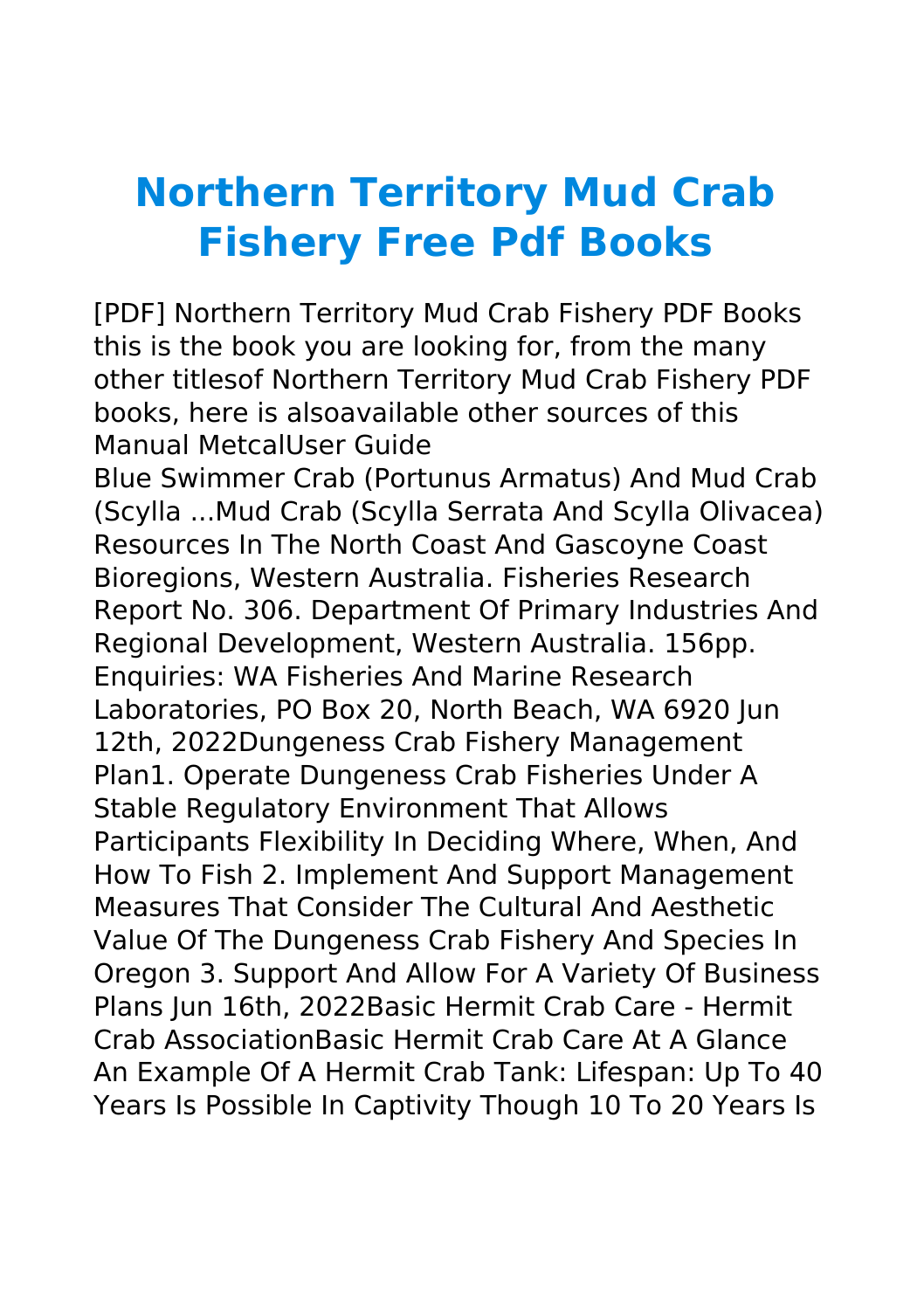# Northern Territory Mud Crab Fishery Free Pdf Books

[PDF] Northern Territory Mud Crab Fishery PDF Books this is the book you are looking for, from the many other titlesof Northern Territory Mud Crab Fishery PDF books, here is alsoavailable other sources of this Manual MetcalUser Guide

Blue Swimmer Crab (Portunus Armatus) And Mud Crab (Scylla ...Mud Crab (Scylla Serrata And Scylla Olivacea) Resources In The North Coast And Gascoyne Coast Bioregions, Western Australia. Fisheries Research Report No. 306. Department Of Primary Industries And Regional Development, Western Australia. 156pp. Enquiries: WA Fisheries And Marine Research Laboratories, PO Box 20, North Beach, WA 6920 Jun 12th, 2022Dungeness Crab Fishery Management Plan1. Operate Dungeness Crab Fisheries Under A Stable Regulatory Environment That Allows Participants Flexibility In Deciding Where, When, And How To Fish 2. Implement And Support Management Measures That Consider The Cultural And Aesthetic Value Of The Dungeness Crab Fishery And Species In Oregon 3. Support And Allow For A Variety Of Business Plans Jun 16th, 2022Basic Hermit Crab Care - Hermit Crab AssociationBasic Hermit Crab Care At A Glance An Example Of A Hermit Crab Tank: Lifespan: Up To 40 Years Is Possible In Captivity Though 10 To 20 Years Is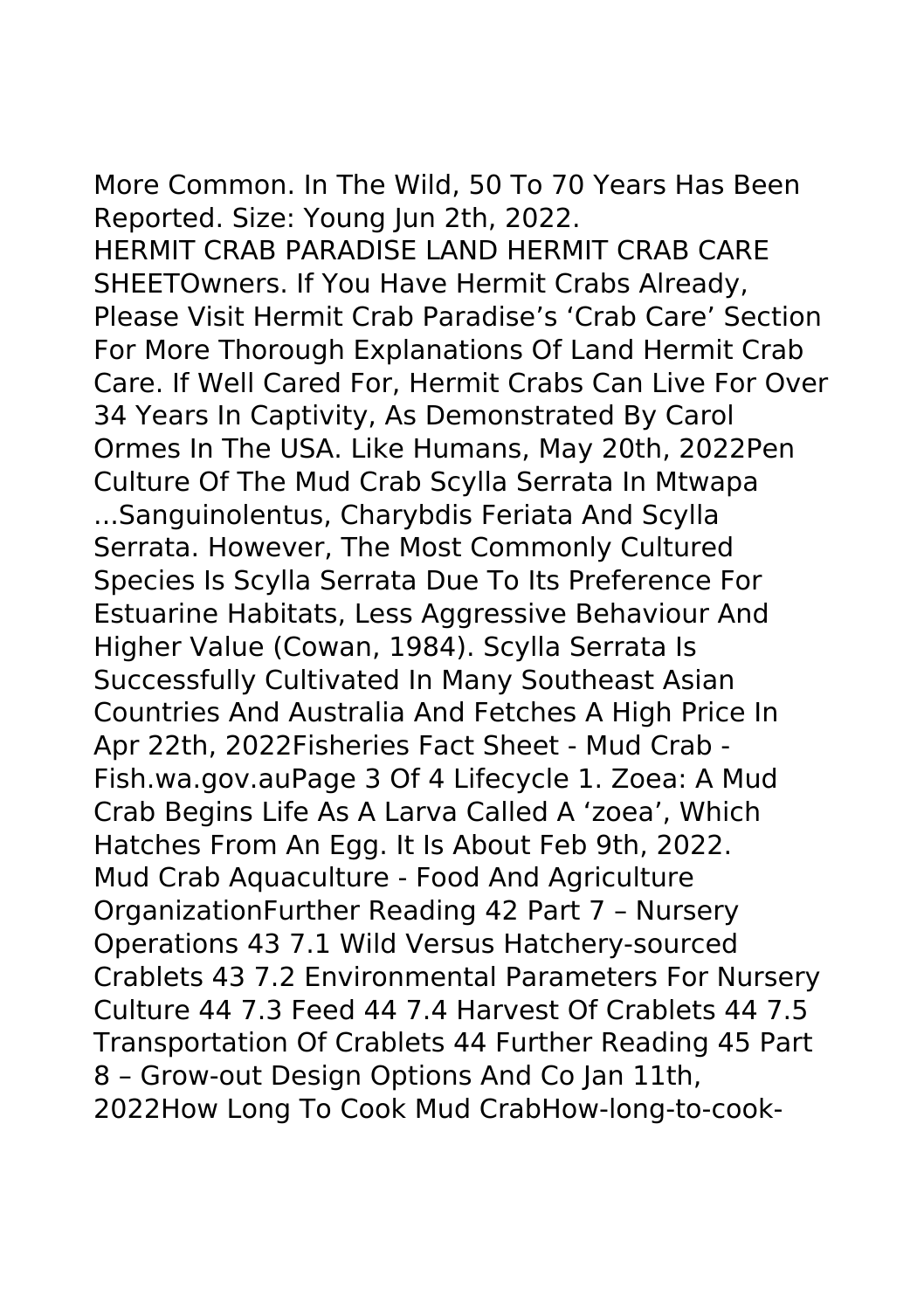More Common. In The Wild, 50 To 70 Years Has Been Reported. Size: Young Jun 2th, 2022.
HERMIT CRAB PARADISE LAND HERMIT CRAB CARE SHEETOwners. If You Have Hermit Crabs Already, Please Visit Hermit Crab Paradise's 'Crab Care' Section For More Thorough Explanations Of Land Hermit Crab Care. If Well Cared For, Hermit Crabs Can Live For Over 34 Years In Captivity, As Demonstrated By Carol Ormes In The USA. Like Humans, May 20th, 2022Pen Culture Of The Mud Crab Scylla Serrata In Mtwapa ...Sanguinolentus, Charybdis Feriata And Scylla Serrata. However, The Most Commonly Cultured Species Is Scylla Serrata Due To Its Preference For Estuarine Habitats, Less Aggressive Behaviour And Higher Value (Cowan, 1984). Scylla Serrata Is Successfully Cultivated In Many Southeast Asian Countries And Australia And Fetches A High Price In Apr 22th, 2022Fisheries Fact Sheet - Mud Crab - Fish.wa.gov.auPage 3 Of 4 Lifecycle 1. Zoea: A Mud Crab Begins Life As A Larva Called A 'zoea', Which Hatches From An Egg. It Is About Feb 9th, 2022.
Mud Crab Aquaculture - Food And Agriculture OrganizationFurther Reading 42 Part 7 – Nursery Operations 43 7.1 Wild Versus Hatchery-sourced Crablets 43 7.2 Environmental Parameters For Nursery Culture 44 7.3 Feed 44 7.4 Harvest Of Crablets 44 7.5 Transportation Of Crablets 44 Further Reading 45 Part 8 – Grow-out Design Options And Co Jan 11th, 2022How Long To Cook Mud CrabHow-long-to-cook-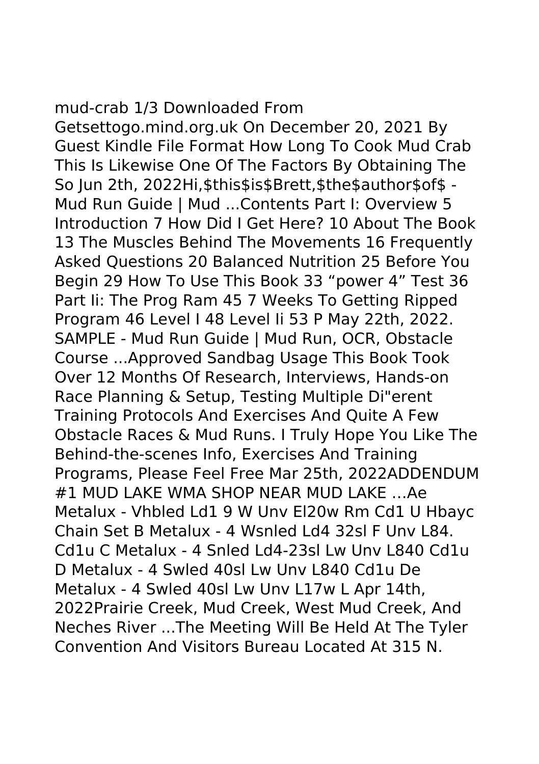mud-crab 1/3 Downloaded From Getsettogo.mind.org.uk On December 20, 2021 By Guest Kindle File Format How Long To Cook Mud Crab This Is Likewise One Of The Factors By Obtaining The So Jun 2th, 2022Hi,$this$is$Brett,$the$author$of$ - Mud Run Guide | Mud ...Contents Part I: Overview 5 Introduction 7 How Did I Get Here? 10 About The Book 13 The Muscles Behind The Movements 16 Frequently Asked Questions 20 Balanced Nutrition 25 Before You Begin 29 How To Use This Book 33 "power 4" Test 36 Part Ii: The Prog Ram 45 7 Weeks To Getting Ripped Program 46 Level I 48 Level Ii 53 P May 22th, 2022. SAMPLE - Mud Run Guide | Mud Run, OCR, Obstacle Course ...Approved Sandbag Usage This Book Took Over 12 Months Of Research, Interviews, Hands-on Race Planning & Setup, Testing Multiple Di"erent Training Protocols And Exercises And Quite A Few Obstacle Races & Mud Runs. I Truly Hope You Like The Behind-the-scenes Info, Exercises And Training Programs, Please Feel Free Mar 25th, 2022ADDENDUM #1 MUD LAKE WMA SHOP NEAR MUD LAKE …Ae Metalux - Vhbled Ld1 9 W Unv El20w Rm Cd1 U Hbayc Chain Set B Metalux - 4 Wsnled Ld4 32sl F Unv L84. Cd1u C Metalux - 4 Snled Ld4-23sl Lw Unv L840 Cd1u D Metalux - 4 Swled 40sl Lw Unv L840 Cd1u De Metalux - 4 Swled 40sl Lw Unv L17w L Apr 14th, 2022Prairie Creek, Mud Creek, West Mud Creek, And Neches River ...The Meeting Will Be Held At The Tyler Convention And Visitors Bureau Located At 315 N.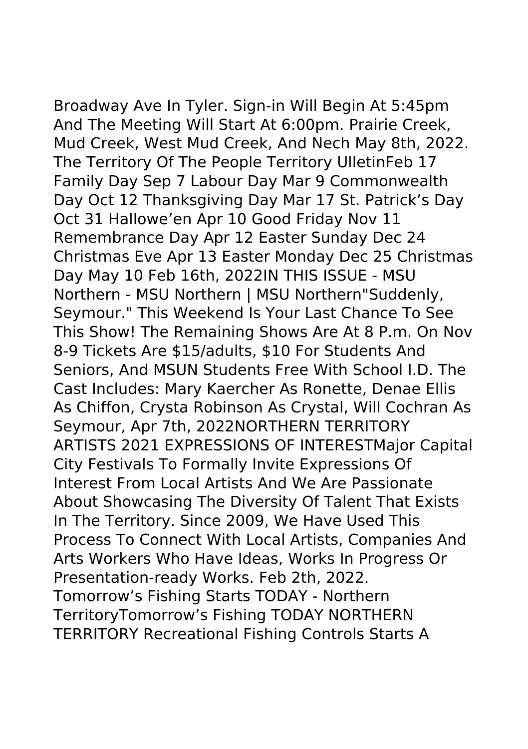Broadway Ave In Tyler. Sign-in Will Begin At 5:45pm And The Meeting Will Start At 6:00pm. Prairie Creek, Mud Creek, West Mud Creek, And Nech May 8th, 2022. The Territory Of The People Territory UlletinFeb 17 Family Day Sep 7 Labour Day Mar 9 Commonwealth Day Oct 12 Thanksgiving Day Mar 17 St. Patrick's Day Oct 31 Hallowe'en Apr 10 Good Friday Nov 11 Remembrance Day Apr 12 Easter Sunday Dec 24 Christmas Eve Apr 13 Easter Monday Dec 25 Christmas Day May 10 Feb 16th, 2022IN THIS ISSUE - MSU Northern - MSU Northern | MSU Northern"Suddenly, Seymour." This Weekend Is Your Last Chance To See This Show! The Remaining Shows Are At 8 P.m. On Nov 8-9 Tickets Are $15/adults, $10 For Students And Seniors, And MSUN Students Free With School I.D. The Cast Includes: Mary Kaercher As Ronette, Denae Ellis As Chiffon, Crysta Robinson As Crystal, Will Cochran As Seymour, Apr 7th, 2022NORTHERN TERRITORY ARTISTS 2021 EXPRESSIONS OF INTERESTMajor Capital City Festivals To Formally Invite Expressions Of Interest From Local Artists And We Are Passionate About Showcasing The Diversity Of Talent That Exists In The Territory. Since 2009, We Have Used This Process To Connect With Local Artists, Companies And Arts Workers Who Have Ideas, Works In Progress Or Presentation-ready Works. Feb 2th, 2022.

Tomorrow's Fishing Starts TODAY - Northern TerritoryTomorrow's Fishing TODAY NORTHERN TERRITORY Recreational Fishing Controls Starts A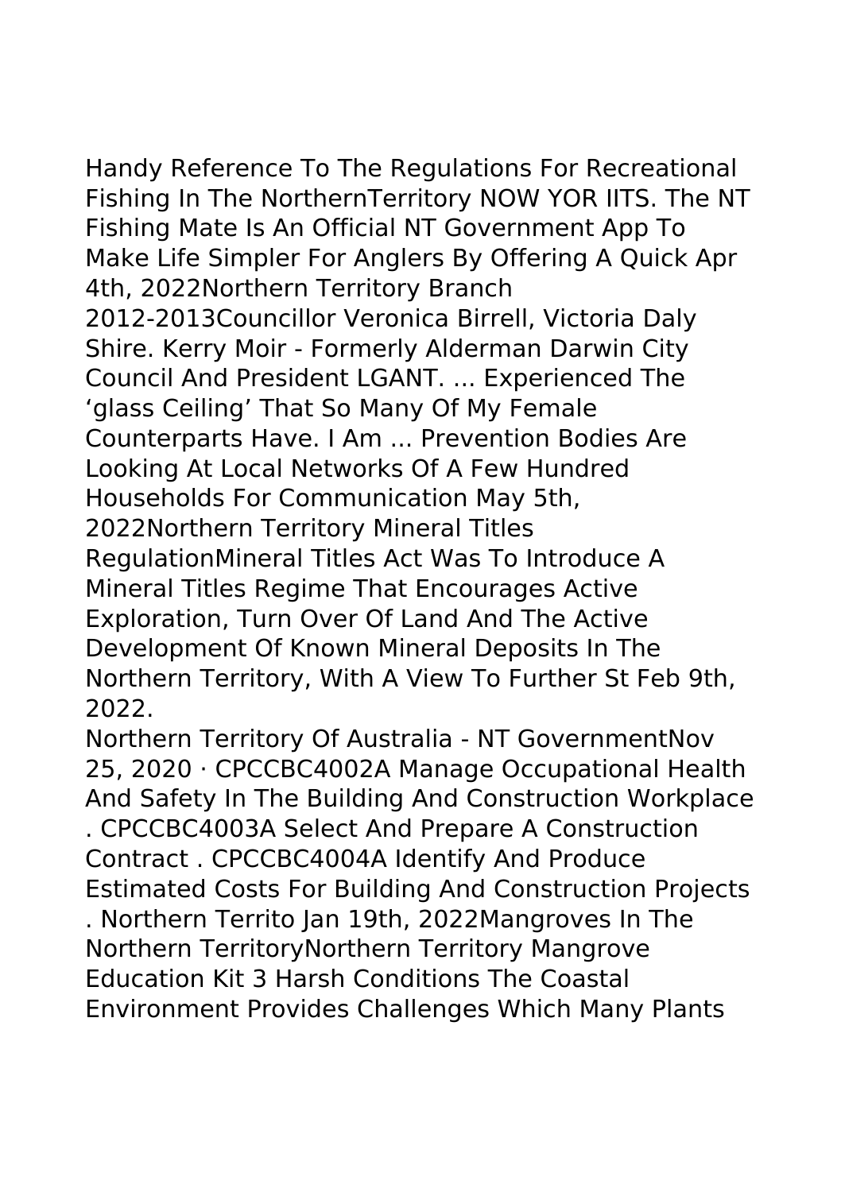Handy Reference To The Regulations For Recreational Fishing In The NorthernTerritory NOW YOR IITS. The NT Fishing Mate Is An Official NT Government App To Make Life Simpler For Anglers By Offering A Quick Apr 4th, 2022Northern Territory Branch 2012-2013Councillor Veronica Birrell, Victoria Daly Shire. Kerry Moir - Formerly Alderman Darwin City Council And President LGANT. ... Experienced The 'glass Ceiling' That So Many Of My Female Counterparts Have. I Am ... Prevention Bodies Are Looking At Local Networks Of A Few Hundred Households For Communication May 5th, 2022Northern Territory Mineral Titles RegulationMineral Titles Act Was To Introduce A Mineral Titles Regime That Encourages Active Exploration, Turn Over Of Land And The Active Development Of Known Mineral Deposits In The Northern Territory, With A View To Further St Feb 9th, 2022.

Northern Territory Of Australia - NT GovernmentNov 25, 2020 · CPCCBC4002A Manage Occupational Health And Safety In The Building And Construction Workplace . CPCCBC4003A Select And Prepare A Construction Contract . CPCCBC4004A Identify And Produce Estimated Costs For Building And Construction Projects . Northern Territo Jan 19th, 2022Mangroves In The Northern TerritoryNorthern Territory Mangrove Education Kit 3 Harsh Conditions The Coastal Environment Provides Challenges Which Many Plants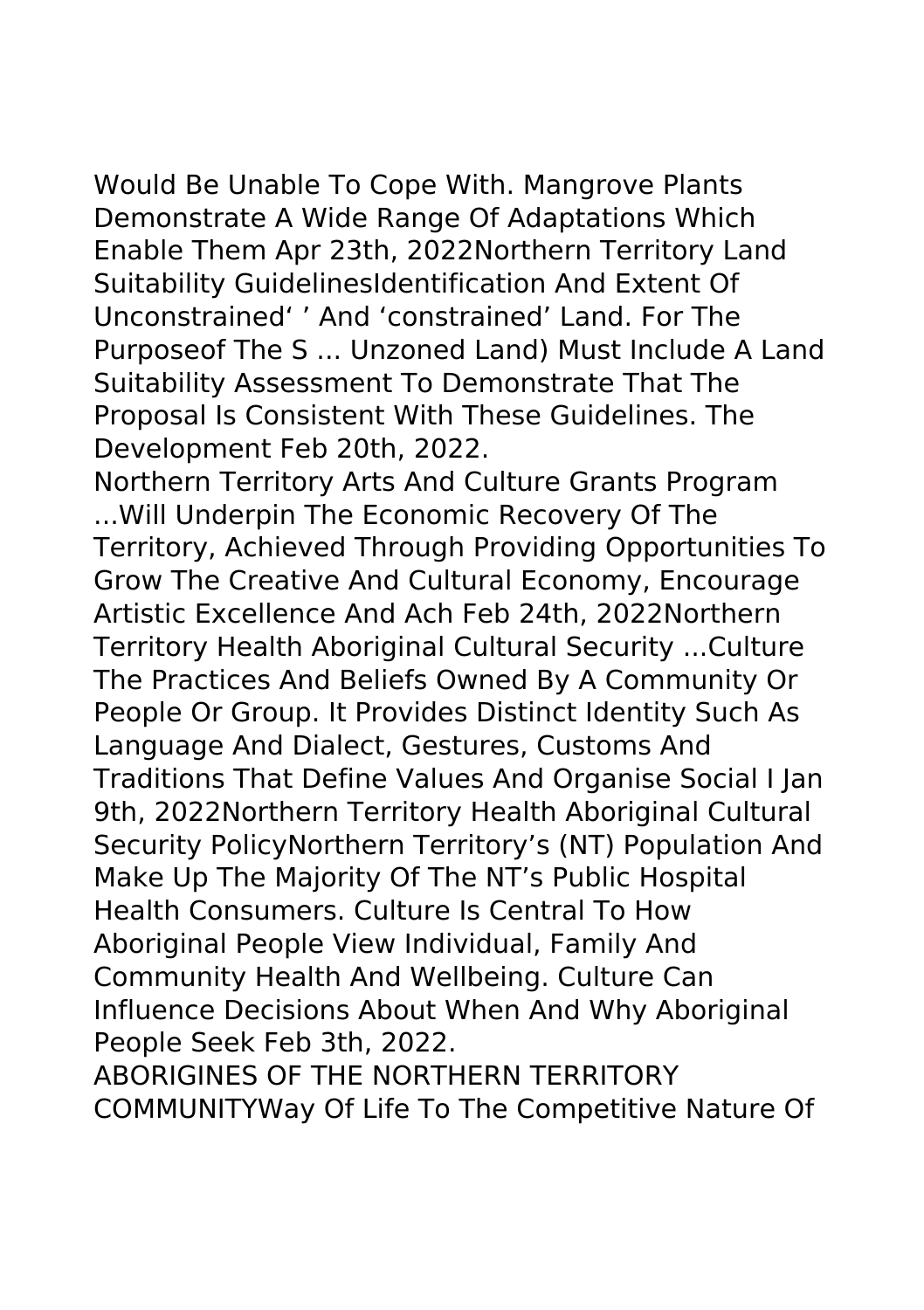Would Be Unable To Cope With. Mangrove Plants Demonstrate A Wide Range Of Adaptations Which Enable Them Apr 23th, 2022Northern Territory Land Suitability GuidelinesIdentification And Extent Of Unconstrained' ' And 'constrained' Land. For The Purposeof The S ... Unzoned Land) Must Include A Land Suitability Assessment To Demonstrate That The Proposal Is Consistent With These Guidelines. The Development Feb 20th, 2022.

Northern Territory Arts And Culture Grants Program ...Will Underpin The Economic Recovery Of The Territory, Achieved Through Providing Opportunities To Grow The Creative And Cultural Economy, Encourage Artistic Excellence And Ach Feb 24th, 2022Northern Territory Health Aboriginal Cultural Security ...Culture The Practices And Beliefs Owned By A Community Or People Or Group. It Provides Distinct Identity Such As Language And Dialect, Gestures, Customs And Traditions That Define Values And Organise Social I Jan 9th, 2022Northern Territory Health Aboriginal Cultural Security PolicyNorthern Territory's (NT) Population And Make Up The Majority Of The NT's Public Hospital Health Consumers. Culture Is Central To How Aboriginal People View Individual, Family And Community Health And Wellbeing. Culture Can Influence Decisions About When And Why Aboriginal People Seek Feb 3th, 2022.

ABORIGINES OF THE NORTHERN TERRITORY COMMUNITYWay Of Life To The Competitive Nature Of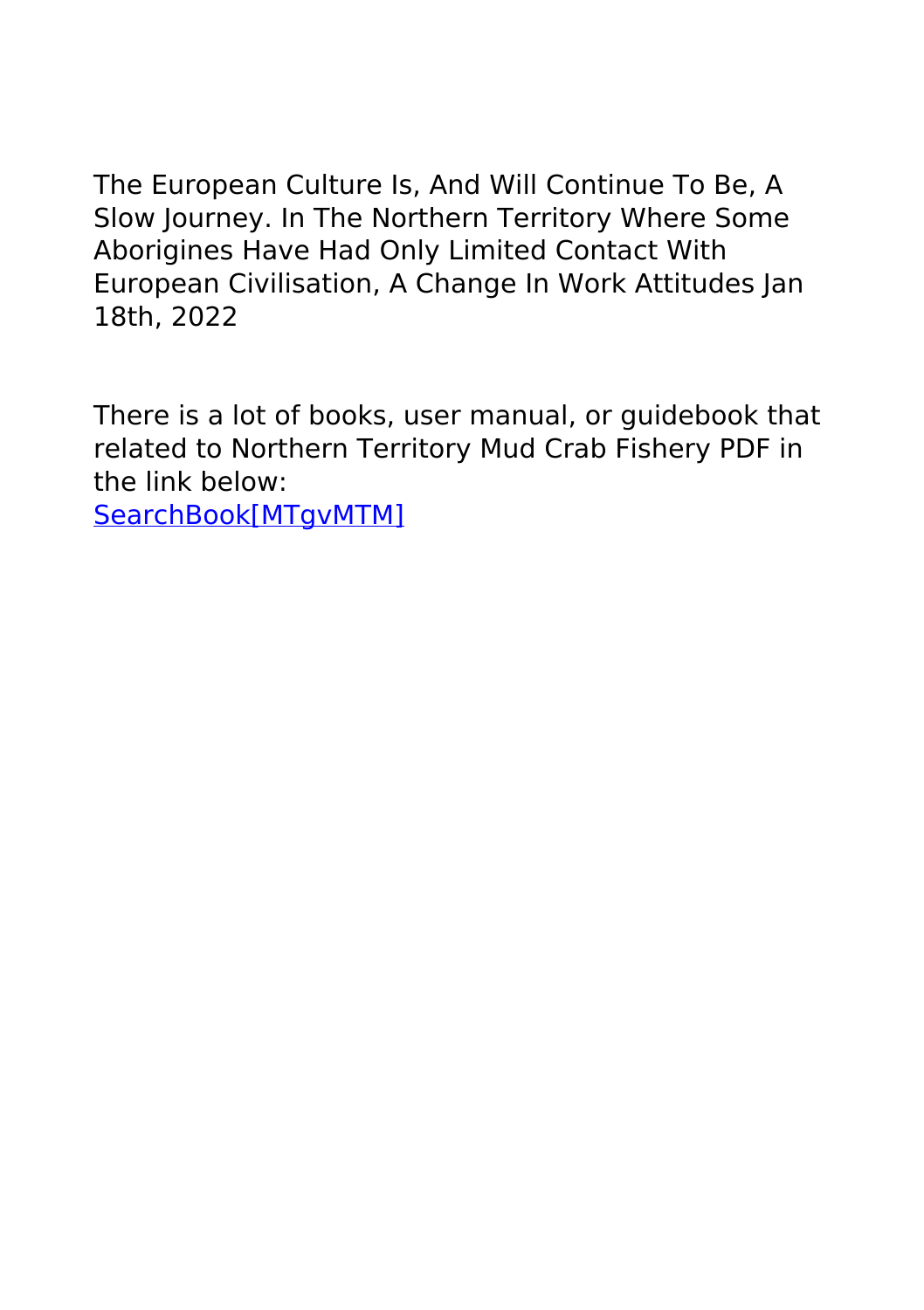The European Culture Is, And Will Continue To Be, A Slow Journey. In The Northern Territory Where Some Aborigines Have Had Only Limited Contact With European Civilisation, A Change In Work Attitudes Jan 18th, 2022

There is a lot of books, user manual, or guidebook that related to Northern Territory Mud Crab Fishery PDF in the link below:
SearchBook[MTgvMTM]